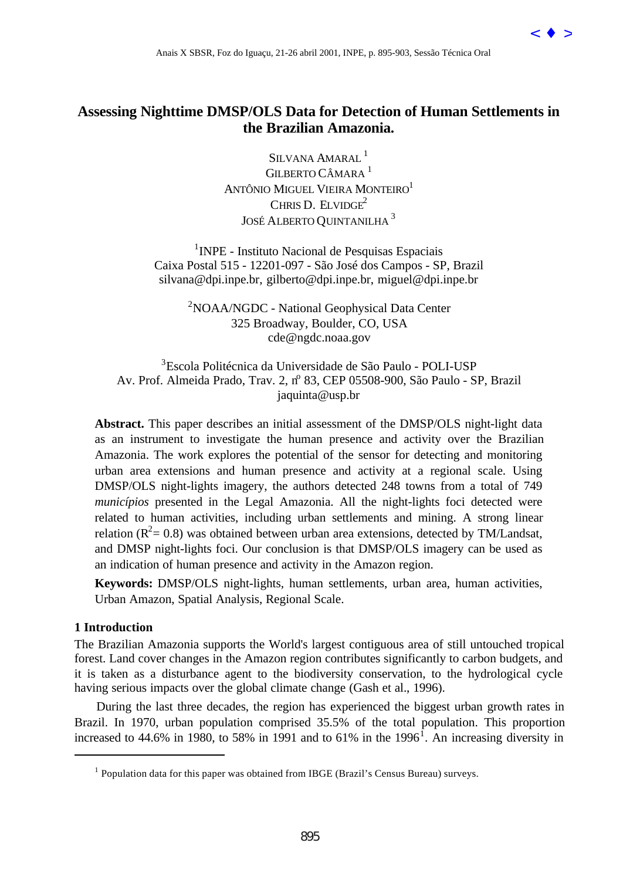# Assessing Nighttime DMSP/OLS Data for Detection of Human Settlements in the Brazilian Amazonia.

SILVANA AMARAL [1]
GILBERTO CÂMARA [1]
ANTÔNIO MIGUEL VIEIRA MONTEIRO[1]
CHRIS D. ELVIDGE[2]
JOSÉ ALBERTO QUINTANILHA [3]

[1]INPE - Instituto Nacional de Pesquisas Espaciais
Caixa Postal 515 - 12201-097 - São José dos Campos - SP, Brazil
silvana@dpi.inpe.br, gilberto@dpi.inpe.br, miguel@dpi.inpe.br

[2]NOAA/NGDC - National Geophysical Data Center
325 Broadway, Boulder, CO, USA
cde@ngdc.noaa.gov

[3]Escola Politécnica da Universidade de São Paulo - POLI-USP
Av. Prof. Almeida Prado, Trav. 2, nº 83, CEP 05508-900, São Paulo - SP, Brazil
jaquinta@usp.br

**Abstract.** This paper describes an initial assessment of the DMSP/OLS night-light data as an instrument to investigate the human presence and activity over the Brazilian Amazonia. The work explores the potential of the sensor for detecting and monitoring urban area extensions and human presence and activity at a regional scale. Using DMSP/OLS night-lights imagery, the authors detected 248 towns from a total of 749 *municípios* presented in the Legal Amazonia. All the night-lights foci detected were related to human activities, including urban settlements and mining. A strong linear relation ($R^2 = 0.8$) was obtained between urban area extensions, detected by TM/Landsat, and DMSP night-lights foci. Our conclusion is that DMSP/OLS imagery can be used as an indication of human presence and activity in the Amazon region.

**Keywords:** DMSP/OLS night-lights, human settlements, urban area, human activities, Urban Amazon, Spatial Analysis, Regional Scale.

## 1 Introduction

The Brazilian Amazonia supports the World's largest contiguous area of still untouched tropical forest. Land cover changes in the Amazon region contributes significantly to carbon budgets, and it is taken as a disturbance agent to the biodiversity conservation, to the hydrological cycle having serious impacts over the global climate change (Gash et al., 1996).

During the last three decades, the region has experienced the biggest urban growth rates in Brazil. In 1970, urban population comprised 35.5% of the total population. This proportion increased to 44.6% in 1980, to 58% in 1991 and to 61% in the 1996[1]. An increasing diversity in

[1] Population data for this paper was obtained from IBGE (Brazil's Census Bureau) surveys.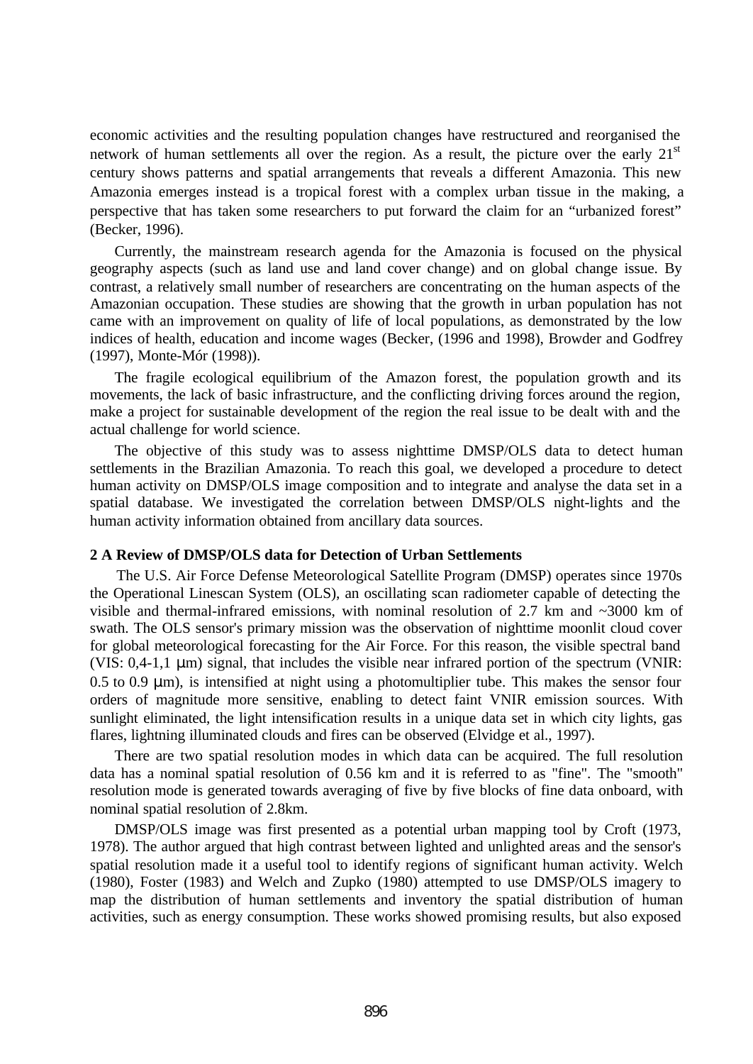economic activities and the resulting population changes have restructured and reorganised the network of human settlements all over the region. As a result, the picture over the early 21[st] century shows patterns and spatial arrangements that reveals a different Amazonia. This new Amazonia emerges instead is a tropical forest with a complex urban tissue in the making, a perspective that has taken some researchers to put forward the claim for an "urbanized forest" (Becker, 1996).

Currently, the mainstream research agenda for the Amazonia is focused on the physical geography aspects (such as land use and land cover change) and on global change issue. By contrast, a relatively small number of researchers are concentrating on the human aspects of the Amazonian occupation. These studies are showing that the growth in urban population has not came with an improvement on quality of life of local populations, as demonstrated by the low indices of health, education and income wages (Becker, (1996 and 1998), Browder and Godfrey (1997), Monte-Mór (1998)).

The fragile ecological equilibrium of the Amazon forest, the population growth and its movements, the lack of basic infrastructure, and the conflicting driving forces around the region, make a project for sustainable development of the region the real issue to be dealt with and the actual challenge for world science.

The objective of this study was to assess nighttime DMSP/OLS data to detect human settlements in the Brazilian Amazonia. To reach this goal, we developed a procedure to detect human activity on DMSP/OLS image composition and to integrate and analyse the data set in a spatial database. We investigated the correlation between DMSP/OLS night-lights and the human activity information obtained from ancillary data sources.

## 2 A Review of DMSP/OLS data for Detection of Urban Settlements

The U.S. Air Force Defense Meteorological Satellite Program (DMSP) operates since 1970s the Operational Linescan System (OLS), an oscillating scan radiometer capable of detecting the visible and thermal-infrared emissions, with nominal resolution of 2.7 km and ~3000 km of swath. The OLS sensor's primary mission was the observation of nighttime moonlit cloud cover for global meteorological forecasting for the Air Force. For this reason, the visible spectral band (VIS: 0,4-1,1 μm) signal, that includes the visible near infrared portion of the spectrum (VNIR: 0.5 to 0.9 μm), is intensified at night using a photomultiplier tube. This makes the sensor four orders of magnitude more sensitive, enabling to detect faint VNIR emission sources. With sunlight eliminated, the light intensification results in a unique data set in which city lights, gas flares, lightning illuminated clouds and fires can be observed (Elvidge et al., 1997).

There are two spatial resolution modes in which data can be acquired. The full resolution data has a nominal spatial resolution of 0.56 km and it is referred to as "fine". The "smooth" resolution mode is generated towards averaging of five by five blocks of fine data onboard, with nominal spatial resolution of 2.8km.

DMSP/OLS image was first presented as a potential urban mapping tool by Croft (1973, 1978). The author argued that high contrast between lighted and unlighted areas and the sensor's spatial resolution made it a useful tool to identify regions of significant human activity. Welch (1980), Foster (1983) and Welch and Zupko (1980) attempted to use DMSP/OLS imagery to map the distribution of human settlements and inventory the spatial distribution of human activities, such as energy consumption. These works showed promising results, but also exposed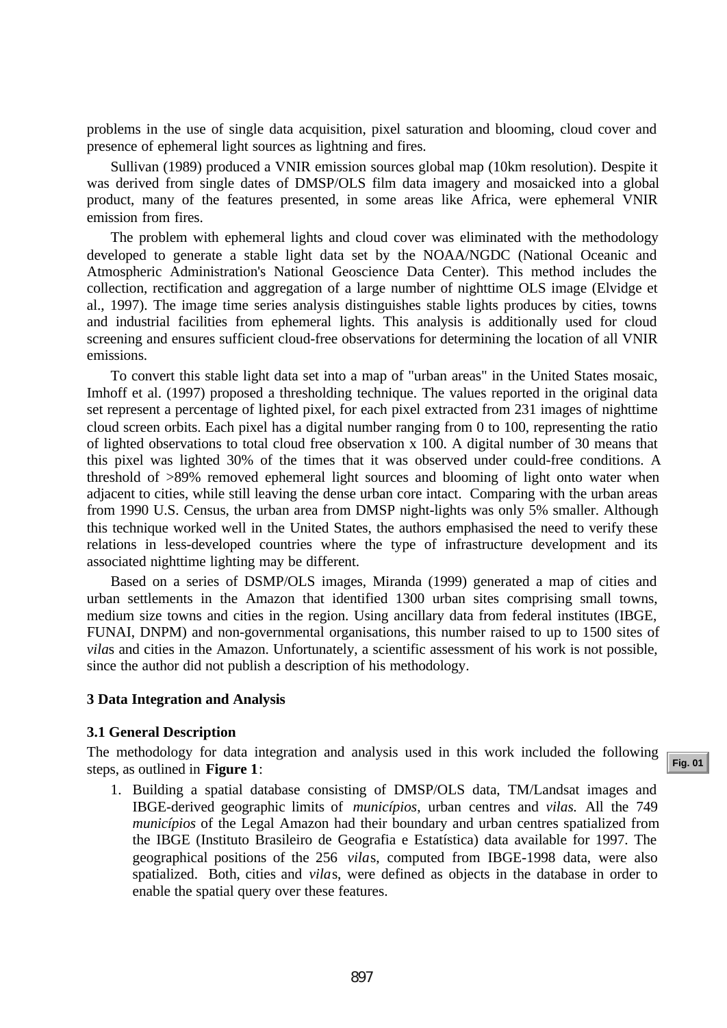problems in the use of single data acquisition, pixel saturation and blooming, cloud cover and presence of ephemeral light sources as lightning and fires.

Sullivan (1989) produced a VNIR emission sources global map (10km resolution). Despite it was derived from single dates of DMSP/OLS film data imagery and mosaicked into a global product, many of the features presented, in some areas like Africa, were ephemeral VNIR emission from fires.

The problem with ephemeral lights and cloud cover was eliminated with the methodology developed to generate a stable light data set by the NOAA/NGDC (National Oceanic and Atmospheric Administration's National Geoscience Data Center). This method includes the collection, rectification and aggregation of a large number of nighttime OLS image (Elvidge et al., 1997). The image time series analysis distinguishes stable lights produces by cities, towns and industrial facilities from ephemeral lights. This analysis is additionally used for cloud screening and ensures sufficient cloud-free observations for determining the location of all VNIR emissions.

To convert this stable light data set into a map of "urban areas" in the United States mosaic, Imhoff et al. (1997) proposed a thresholding technique. The values reported in the original data set represent a percentage of lighted pixel, for each pixel extracted from 231 images of nighttime cloud screen orbits. Each pixel has a digital number ranging from 0 to 100, representing the ratio of lighted observations to total cloud free observation x 100. A digital number of 30 means that this pixel was lighted 30% of the times that it was observed under could-free conditions. A threshold of >89% removed ephemeral light sources and blooming of light onto water when adjacent to cities, while still leaving the dense urban core intact. Comparing with the urban areas from 1990 U.S. Census, the urban area from DMSP night-lights was only 5% smaller. Although this technique worked well in the United States, the authors emphasised the need to verify these relations in less-developed countries where the type of infrastructure development and its associated nighttime lighting may be different.

Based on a series of DSMP/OLS images, Miranda (1999) generated a map of cities and urban settlements in the Amazon that identified 1300 urban sites comprising small towns, medium size towns and cities in the region. Using ancillary data from federal institutes (IBGE, FUNAI, DNPM) and non-governmental organisations, this number raised to up to 1500 sites of *vila*s and cities in the Amazon. Unfortunately, a scientific assessment of his work is not possible, since the author did not publish a description of his methodology.

## 3 Data Integration and Analysis

### 3.1 General Description

The methodology for data integration and analysis used in this work included the following steps, as outlined in **Figure 1**:

1. Building a spatial database consisting of DMSP/OLS data, TM/Landsat images and IBGE-derived geographic limits of *municípios*, urban centres and *vilas.* All the 749 *municípios* of the Legal Amazon had their boundary and urban centres spatialized from the IBGE (Instituto Brasileiro de Geografia e Estatística) data available for 1997. The geographical positions of the 256 *vila*s, computed from IBGE-1998 data, were also spatialized. Both, cities and *vila*s, were defined as objects in the database in order to enable the spatial query over these features.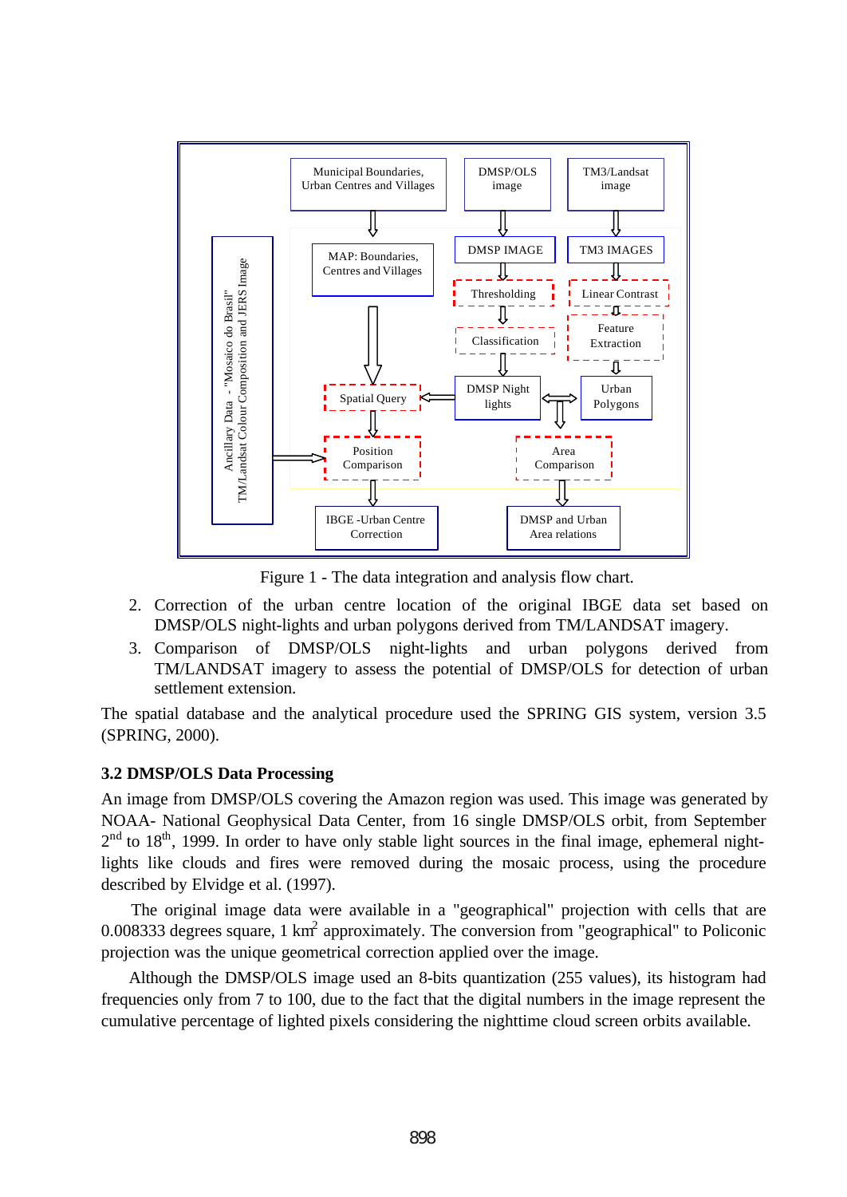Figure 1 - The data integration and analysis flow chart.

2. Correction of the urban centre location of the original IBGE data set based on DMSP/OLS night-lights and urban polygons derived from TM/LANDSAT imagery.
3. Comparison of DMSP/OLS night-lights and urban polygons derived from TM/LANDSAT imagery to assess the potential of DMSP/OLS for detection of urban settlement extension.

The spatial database and the analytical procedure used the SPRING GIS system, version 3.5 (SPRING, 2000).

### 3.2 DMSP/OLS Data Processing

An image from DMSP/OLS covering the Amazon region was used. This image was generated by NOAA- National Geophysical Data Center, from 16 single DMSP/OLS orbit, from September 2nd to 18th, 1999. In order to have only stable light sources in the final image, ephemeral night-lights like clouds and fires were removed during the mosaic process, using the procedure described by Elvidge et al. (1997).

The original image data were available in a "geographical" projection with cells that are 0.008333 degrees square, 1 $km^2$ approximately. The conversion from "geographical" to Policonic projection was the unique geometrical correction applied over the image.

Although the DMSP/OLS image used an 8-bits quantization (255 values), its histogram had frequencies only from 7 to 100, due to the fact that the digital numbers in the image represent the cumulative percentage of lighted pixels considering the nighttime cloud screen orbits available.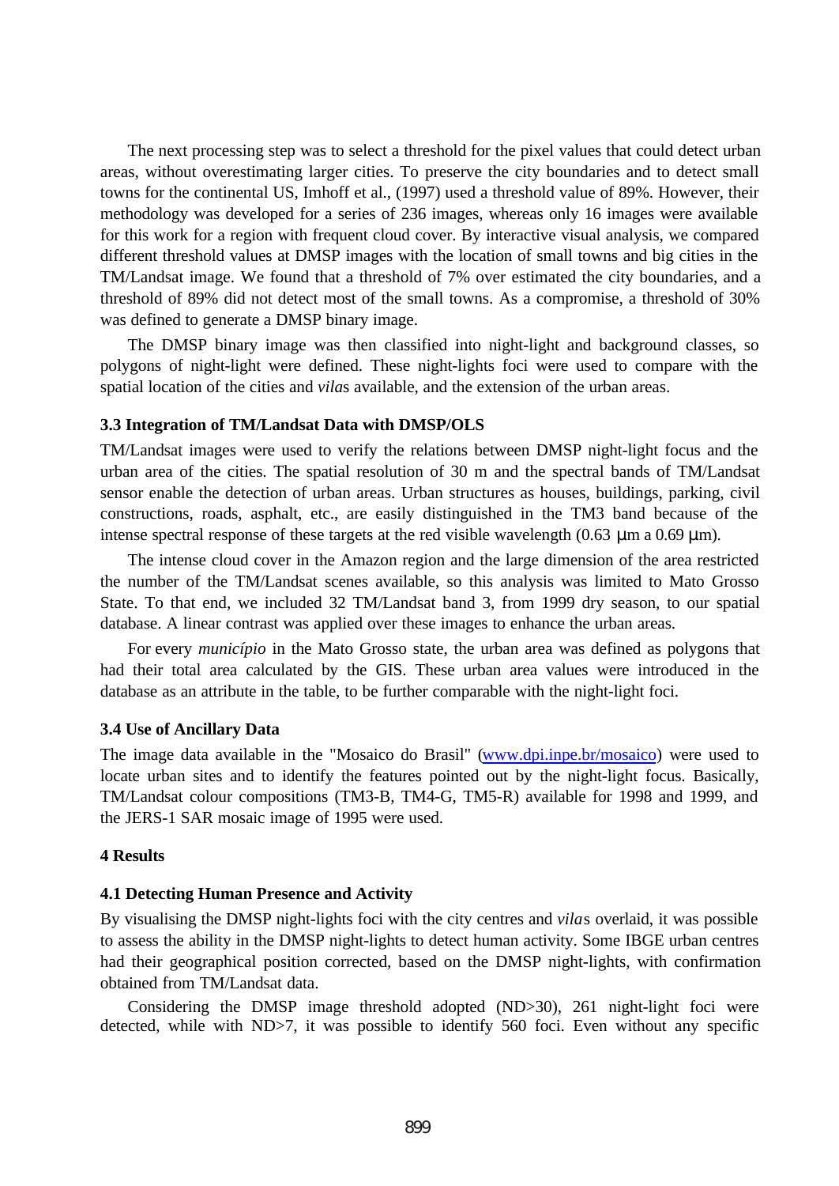The next processing step was to select a threshold for the pixel values that could detect urban areas, without overestimating larger cities. To preserve the city boundaries and to detect small towns for the continental US, Imhoff et al., (1997) used a threshold value of 89%. However, their methodology was developed for a series of 236 images, whereas only 16 images were available for this work for a region with frequent cloud cover. By interactive visual analysis, we compared different threshold values at DMSP images with the location of small towns and big cities in the TM/Landsat image. We found that a threshold of 7% over estimated the city boundaries, and a threshold of 89% did not detect most of the small towns. As a compromise, a threshold of 30% was defined to generate a DMSP binary image.

The DMSP binary image was then classified into night-light and background classes, so polygons of night-light were defined. These night-lights foci were used to compare with the spatial location of the cities and *vila*s available, and the extension of the urban areas.

### 3.3 Integration of TM/Landsat Data with DMSP/OLS

TM/Landsat images were used to verify the relations between DMSP night-light focus and the urban area of the cities. The spatial resolution of 30 m and the spectral bands of TM/Landsat sensor enable the detection of urban areas. Urban structures as houses, buildings, parking, civil constructions, roads, asphalt, etc., are easily distinguished in the TM3 band because of the intense spectral response of these targets at the red visible wavelength (0.63 µm a 0.69 µm).

The intense cloud cover in the Amazon region and the large dimension of the area restricted the number of the TM/Landsat scenes available, so this analysis was limited to Mato Grosso State. To that end, we included 32 TM/Landsat band 3, from 1999 dry season, to our spatial database. A linear contrast was applied over these images to enhance the urban areas.

For every *município* in the Mato Grosso state, the urban area was defined as polygons that had their total area calculated by the GIS. These urban area values were introduced in the database as an attribute in the table, to be further comparable with the night-light foci.

### 3.4 Use of Ancillary Data

The image data available in the "Mosaico do Brasil" (www.dpi.inpe.br/mosaico) were used to locate urban sites and to identify the features pointed out by the night-light focus. Basically, TM/Landsat colour compositions (TM3-B, TM4-G, TM5-R) available for 1998 and 1999, and the JERS-1 SAR mosaic image of 1995 were used.

## 4 Results

### 4.1 Detecting Human Presence and Activity

By visualising the DMSP night-lights foci with the city centres and *vila*s overlaid, it was possible to assess the ability in the DMSP night-lights to detect human activity. Some IBGE urban centres had their geographical position corrected, based on the DMSP night-lights, with confirmation obtained from TM/Landsat data.

Considering the DMSP image threshold adopted (ND>30), 261 night-light foci were detected, while with ND>7, it was possible to identify 560 foci. Even without any specific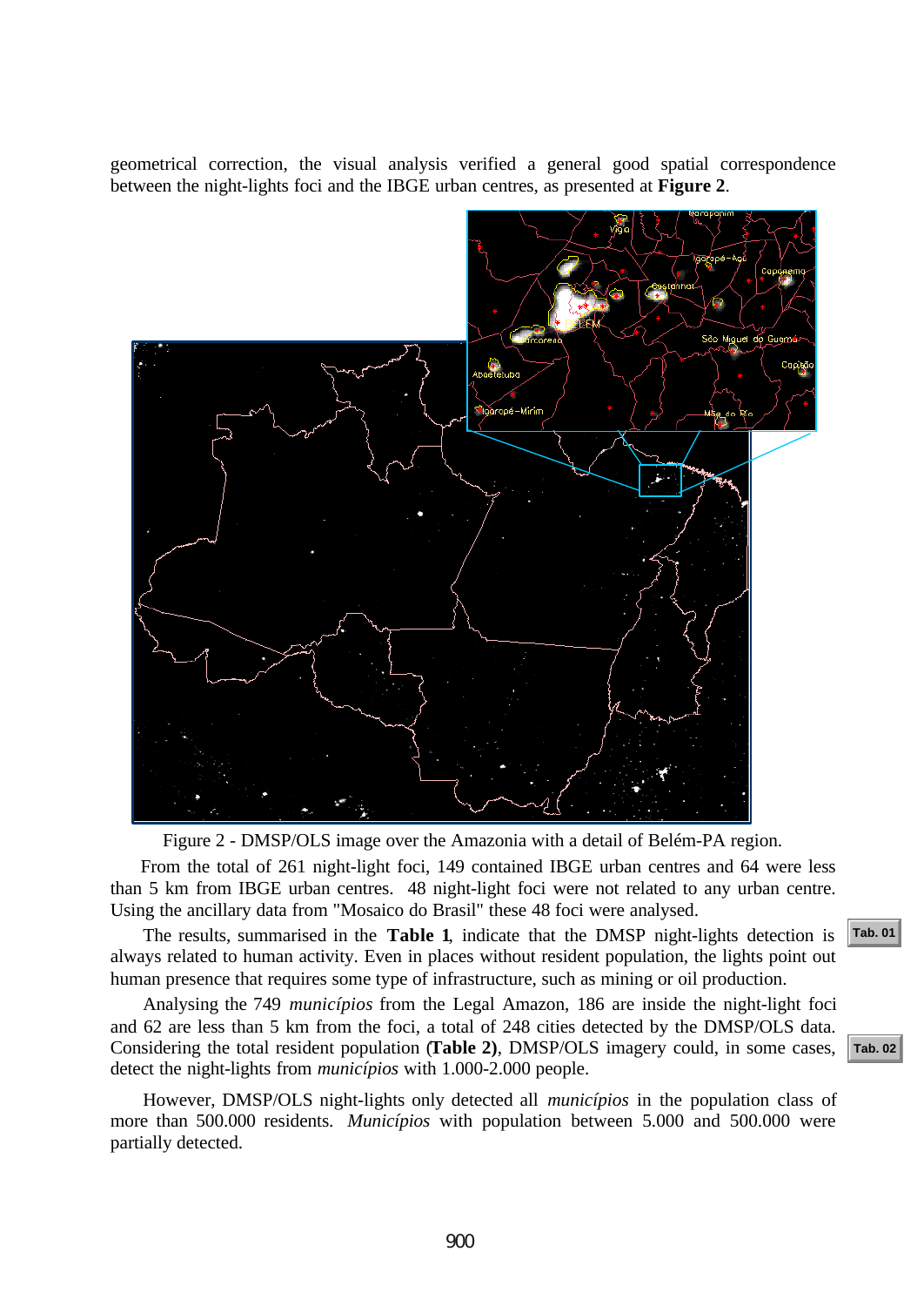geometrical correction, the visual analysis verified a general good spatial correspondence between the night-lights foci and the IBGE urban centres, as presented at **Figure 2**.

Figure 2 - DMSP/OLS image over the Amazonia with a detail of Belém-PA region.

From the total of 261 night-light foci, 149 contained IBGE urban centres and 64 were less than 5 km from IBGE urban centres. 48 night-light foci were not related to any urban centre. Using the ancillary data from "Mosaico do Brasil" these 48 foci were analysed.

The results, summarised in the **Table 1**, indicate that the DMSP night-lights detection is always related to human activity. Even in places without resident population, the lights point out human presence that requires some type of infrastructure, such as mining or oil production.

Analysing the 749 *municípios* from the Legal Amazon, 186 are inside the night-light foci and 62 are less than 5 km from the foci, a total of 248 cities detected by the DMSP/OLS data. Considering the total resident population (**Table 2)**, DMSP/OLS imagery could, in some cases, detect the night-lights from *municípios* with 1.000-2.000 people.

However, DMSP/OLS night-lights only detected all *municípios* in the population class of more than 500.000 residents. *Municípios* with population between 5.000 and 500.000 were partially detected.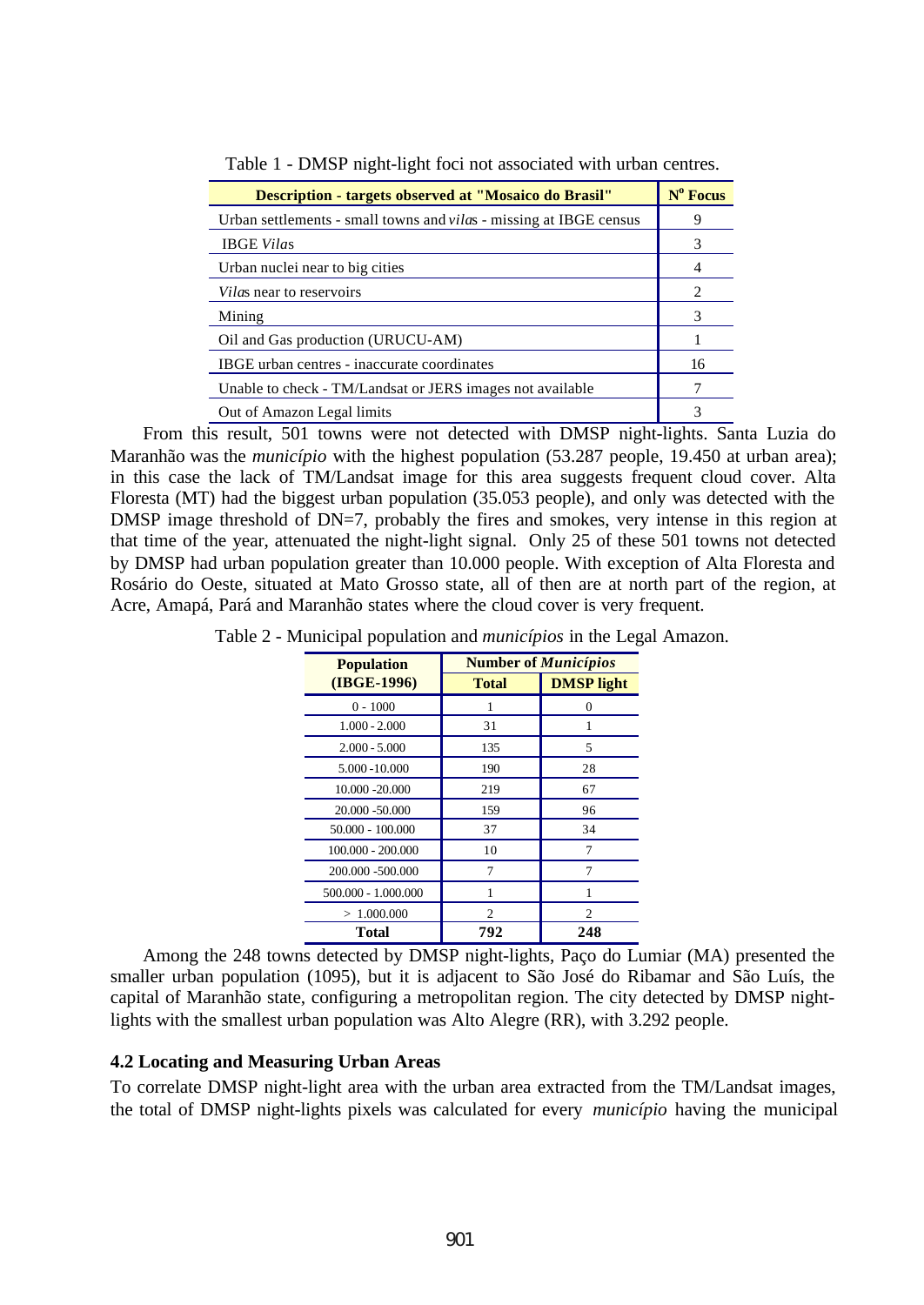Table 1 - DMSP night-light foci not associated with urban centres.

| Description - targets observed at "Mosaico do Brasil" | N° Focus |
|---|---|
| Urban settlements - small towns and *vila*s - missing at IBGE census | 9 |
| IBGE *Vila*s | 3 |
| Urban nuclei near to big cities | 4 |
| *Vila*s near to reservoirs | 2 |
| Mining | 3 |
| Oil and Gas production (URUCU-AM) | 1 |
| IBGE urban centres - inaccurate coordinates | 16 |
| Unable to check - TM/Landsat or JERS images not available | 7 |
| Out of Amazon Legal limits | 3 |

From this result, 501 towns were not detected with DMSP night-lights. Santa Luzia do Maranhão was the *município* with the highest population (53.287 people, 19.450 at urban area); in this case the lack of TM/Landsat image for this area suggests frequent cloud cover. Alta Floresta (MT) had the biggest urban population (35.053 people), and only was detected with the DMSP image threshold of DN=7, probably the fires and smokes, very intense in this region at that time of the year, attenuated the night-light signal. Only 25 of these 501 towns not detected by DMSP had urban population greater than 10.000 people. With exception of Alta Floresta and Rosário do Oeste, situated at Mato Grosso state, all of then are at north part of the region, at Acre, Amapá, Pará and Maranhão states where the cloud cover is very frequent.

Table 2 - Municipal population and *municípios* in the Legal Amazon.

| Population (IBGE-1996) | Number of *Municípios* | |
|---|---|---|
| | Total | DMSP light |
| 0 - 1000 | 1 | 0 |
| 1.000 - 2.000 | 31 | 1 |
| 2.000 - 5.000 | 135 | 5 |
| 5.000 -10.000 | 190 | 28 |
| 10.000 -20.000 | 219 | 67 |
| 20.000 -50.000 | 159 | 96 |
| 50.000 - 100.000 | 37 | 34 |
| 100.000 - 200.000 | 10 | 7 |
| 200.000 -500.000 | 7 | 7 |
| 500.000 - 1.000.000 | 1 | 1 |
| > 1.000.000 | 2 | 2 |
| **Total** | **792** | **248** |

Among the 248 towns detected by DMSP night-lights, Paço do Lumiar (MA) presented the smaller urban population (1095), but it is adjacent to São José do Ribamar and São Luís, the capital of Maranhão state, configuring a metropolitan region. The city detected by DMSP night-lights with the smallest urban population was Alto Alegre (RR), with 3.292 people.

### 4.2 Locating and Measuring Urban Areas

To correlate DMSP night-light area with the urban area extracted from the TM/Landsat images, the total of DMSP night-lights pixels was calculated for every *município* having the municipal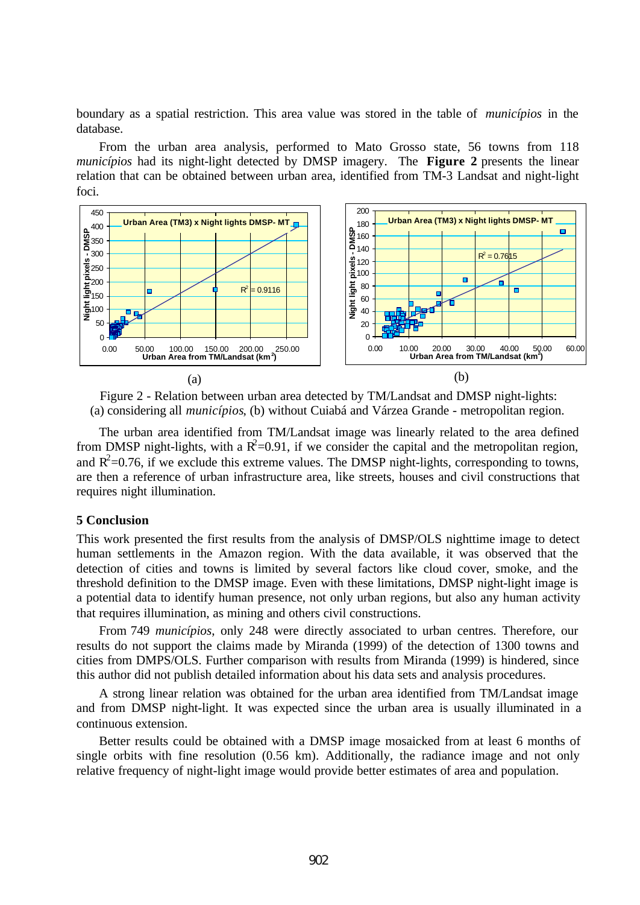boundary as a spatial restriction. This area value was stored in the table of *municípios* in the database.

From the urban area analysis, performed to Mato Grosso state, 56 towns from 118 *municípios* had its night-light detected by DMSP imagery. The **Figure 2** presents the linear relation that can be obtained between urban area, identified from TM-3 Landsat and night-light foci.

(a) (b)

Figure 2 - Relation between urban area detected by TM/Landsat and DMSP night-lights: (a) considering all *municípios*, (b) without Cuiabá and Várzea Grande - metropolitan region.

The urban area identified from TM/Landsat image was linearly related to the area defined from DMSP night-lights, with a $R^2$=0.91, if we consider the capital and the metropolitan region, and $R^2$=0.76, if we exclude this extreme values. The DMSP night-lights, corresponding to towns, are then a reference of urban infrastructure area, like streets, houses and civil constructions that requires night illumination.

## 5 Conclusion

This work presented the first results from the analysis of DMSP/OLS nighttime image to detect human settlements in the Amazon region. With the data available, it was observed that the detection of cities and towns is limited by several factors like cloud cover, smoke, and the threshold definition to the DMSP image. Even with these limitations, DMSP night-light image is a potential data to identify human presence, not only urban regions, but also any human activity that requires illumination, as mining and others civil constructions.

From 749 *municípios*, only 248 were directly associated to urban centres. Therefore, our results do not support the claims made by Miranda (1999) of the detection of 1300 towns and cities from DMPS/OLS. Further comparison with results from Miranda (1999) is hindered, since this author did not publish detailed information about his data sets and analysis procedures.

A strong linear relation was obtained for the urban area identified from TM/Landsat image and from DMSP night-light. It was expected since the urban area is usually illuminated in a continuous extension.

Better results could be obtained with a DMSP image mosaicked from at least 6 months of single orbits with fine resolution (0.56 km). Additionally, the radiance image and not only relative frequency of night-light image would provide better estimates of area and population.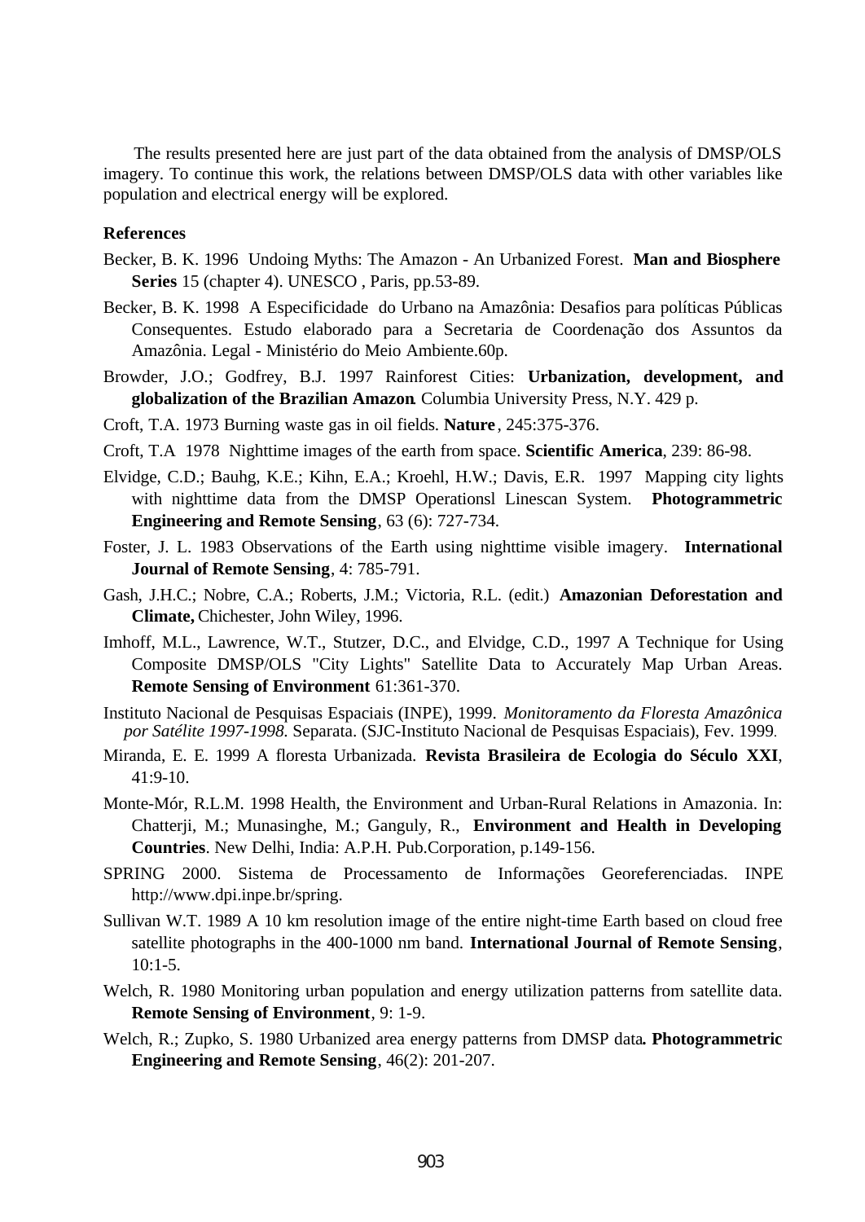The results presented here are just part of the data obtained from the analysis of DMSP/OLS imagery. To continue this work, the relations between DMSP/OLS data with other variables like population and electrical energy will be explored.

**References**

Becker, B. K. 1996 Undoing Myths: The Amazon - An Urbanized Forest. **Man and Biosphere Series** 15 (chapter 4). UNESCO , Paris, pp.53-89.

Becker, B. K. 1998 A Especificidade do Urbano na Amazônia: Desafios para políticas Públicas Consequentes. Estudo elaborado para a Secretaria de Coordenação dos Assuntos da Amazônia. Legal - Ministério do Meio Ambiente.60p.

Browder, J.O.; Godfrey, B.J. 1997 Rainforest Cities: **Urbanization, development, and globalization of the Brazilian Amazon**. Columbia University Press, N.Y. 429 p.

Croft, T.A. 1973 Burning waste gas in oil fields. **Nature**, 245:375-376.

Croft, T.A 1978 Nighttime images of the earth from space. **Scientific America**, 239: 86-98.

Elvidge, C.D.; Bauhg, K.E.; Kihn, E.A.; Kroehl, H.W.; Davis, E.R. 1997 Mapping city lights with nighttime data from the DMSP Operationsl Linescan System. **Photogrammetric Engineering and Remote Sensing**, 63 (6): 727-734.

Foster, J. L. 1983 Observations of the Earth using nighttime visible imagery. **International Journal of Remote Sensing**, 4: 785-791.

Gash, J.H.C.; Nobre, C.A.; Roberts, J.M.; Victoria, R.L. (edit.) **Amazonian Deforestation and Climate,** Chichester, John Wiley, 1996.

Imhoff, M.L., Lawrence, W.T., Stutzer, D.C., and Elvidge, C.D., 1997 A Technique for Using Composite DMSP/OLS "City Lights" Satellite Data to Accurately Map Urban Areas. **Remote Sensing of Environment** 61:361-370.

Instituto Nacional de Pesquisas Espaciais (INPE), 1999. *Monitoramento da Floresta Amazônica por Satélite 1997-1998.* Separata. (SJC-Instituto Nacional de Pesquisas Espaciais), Fev. 1999.

Miranda, E. E. 1999 A floresta Urbanizada. **Revista Brasileira de Ecologia do Século XXI**, 41:9-10.

Monte-Mór, R.L.M. 1998 Health, the Environment and Urban-Rural Relations in Amazonia. In: Chatterji, M.; Munasinghe, M.; Ganguly, R., **Environment and Health in Developing Countries**. New Delhi, India: A.P.H. Pub.Corporation, p.149-156.

SPRING 2000. Sistema de Processamento de Informações Georeferenciadas. INPE http://www.dpi.inpe.br/spring.

Sullivan W.T. 1989 A 10 km resolution image of the entire night-time Earth based on cloud free satellite photographs in the 400-1000 nm band. **International Journal of Remote Sensing**, 10:1-5.

Welch, R. 1980 Monitoring urban population and energy utilization patterns from satellite data. **Remote Sensing of Environment**, 9: 1-9.

Welch, R.; Zupko, S. 1980 Urbanized area energy patterns from DMSP data**. Photogrammetric Engineering and Remote Sensing**, 46(2): 201-207.